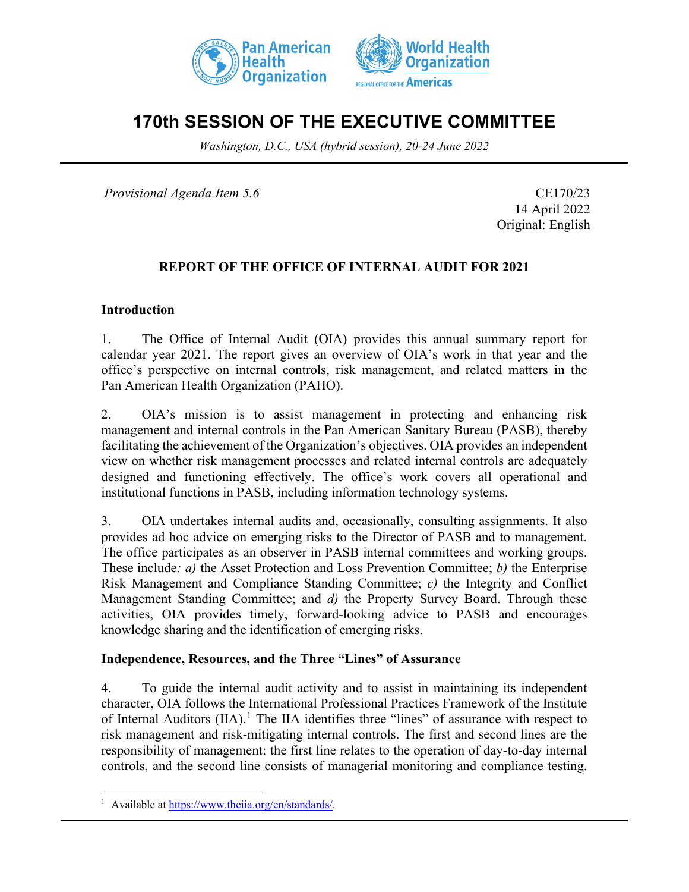# 170th SESSION OF THE EXECUTIVE COMMITTEE

*Washington, D.C., USA (hybrid session), 20-24 June 2022*

*Provisional Agenda Item 5.6*

CE170/23
14 April 2022
Original: English

## REPORT OF THE OFFICE OF INTERNAL AUDIT FOR 2021

### Introduction

1. The Office of Internal Audit (OIA) provides this annual summary report for calendar year 2021. The report gives an overview of OIA's work in that year and the office's perspective on internal controls, risk management, and related matters in the Pan American Health Organization (PAHO).

2. OIA's mission is to assist management in protecting and enhancing risk management and internal controls in the Pan American Sanitary Bureau (PASB), thereby facilitating the achievement of the Organization's objectives. OIA provides an independent view on whether risk management processes and related internal controls are adequately designed and functioning effectively. The office's work covers all operational and institutional functions in PASB, including information technology systems.

3. OIA undertakes internal audits and, occasionally, consulting assignments. It also provides ad hoc advice on emerging risks to the Director of PASB and to management. The office participates as an observer in PASB internal committees and working groups. These include*: a)* the Asset Protection and Loss Prevention Committee; *b)* the Enterprise Risk Management and Compliance Standing Committee; *c)* the Integrity and Conflict Management Standing Committee; and *d)* the Property Survey Board. Through these activities, OIA provides timely, forward-looking advice to PASB and encourages knowledge sharing and the identification of emerging risks.

### Independence, Resources, and the Three "Lines" of Assurance

4. To guide the internal audit activity and to assist in maintaining its independent character, OIA follows the International Professional Practices Framework of the Institute of Internal Auditors (IIA).[1] The IIA identifies three "lines" of assurance with respect to risk management and risk-mitigating internal controls. The first and second lines are the responsibility of management: the first line relates to the operation of day-to-day internal controls, and the second line consists of managerial monitoring and compliance testing.

[1] Available at https://www.theiia.org/en/standards/.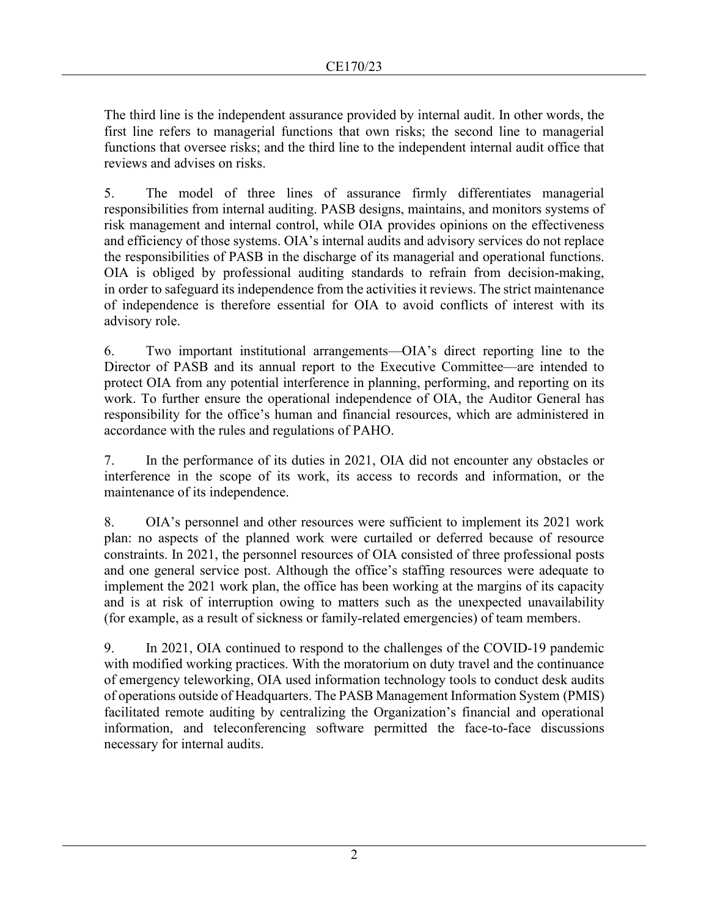The third line is the independent assurance provided by internal audit. In other words, the first line refers to managerial functions that own risks; the second line to managerial functions that oversee risks; and the third line to the independent internal audit office that reviews and advises on risks.

5. The model of three lines of assurance firmly differentiates managerial responsibilities from internal auditing. PASB designs, maintains, and monitors systems of risk management and internal control, while OIA provides opinions on the effectiveness and efficiency of those systems. OIA's internal audits and advisory services do not replace the responsibilities of PASB in the discharge of its managerial and operational functions. OIA is obliged by professional auditing standards to refrain from decision-making, in order to safeguard its independence from the activities it reviews. The strict maintenance of independence is therefore essential for OIA to avoid conflicts of interest with its advisory role.

6. Two important institutional arrangements—OIA's direct reporting line to the Director of PASB and its annual report to the Executive Committee—are intended to protect OIA from any potential interference in planning, performing, and reporting on its work. To further ensure the operational independence of OIA, the Auditor General has responsibility for the office's human and financial resources, which are administered in accordance with the rules and regulations of PAHO.

7. In the performance of its duties in 2021, OIA did not encounter any obstacles or interference in the scope of its work, its access to records and information, or the maintenance of its independence.

8. OIA's personnel and other resources were sufficient to implement its 2021 work plan: no aspects of the planned work were curtailed or deferred because of resource constraints. In 2021, the personnel resources of OIA consisted of three professional posts and one general service post. Although the office's staffing resources were adequate to implement the 2021 work plan, the office has been working at the margins of its capacity and is at risk of interruption owing to matters such as the unexpected unavailability (for example, as a result of sickness or family-related emergencies) of team members.

9. In 2021, OIA continued to respond to the challenges of the COVID-19 pandemic with modified working practices. With the moratorium on duty travel and the continuance of emergency teleworking, OIA used information technology tools to conduct desk audits of operations outside of Headquarters. The PASB Management Information System (PMIS) facilitated remote auditing by centralizing the Organization's financial and operational information, and teleconferencing software permitted the face-to-face discussions necessary for internal audits.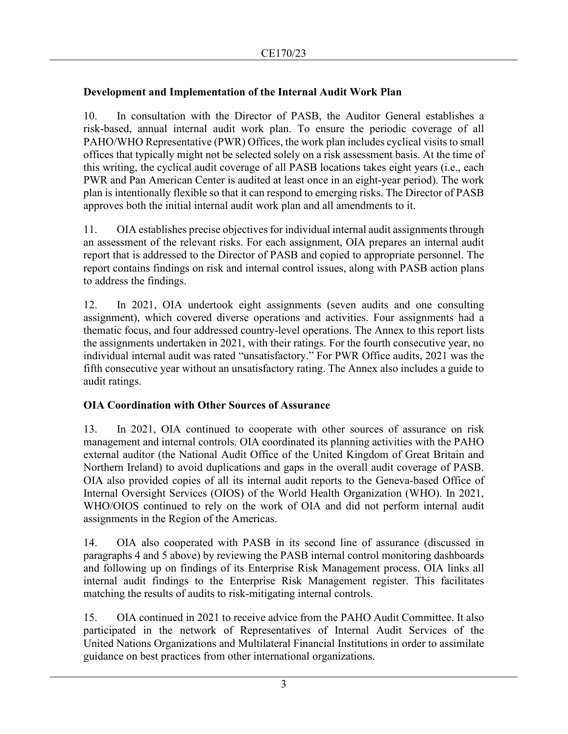## Development and Implementation of the Internal Audit Work Plan

10. In consultation with the Director of PASB, the Auditor General establishes a risk-based, annual internal audit work plan. To ensure the periodic coverage of all PAHO/WHO Representative (PWR) Offices, the work plan includes cyclical visits to small offices that typically might not be selected solely on a risk assessment basis. At the time of this writing, the cyclical audit coverage of all PASB locations takes eight years (i.e., each PWR and Pan American Center is audited at least once in an eight-year period). The work plan is intentionally flexible so that it can respond to emerging risks. The Director of PASB approves both the initial internal audit work plan and all amendments to it.

11. OIA establishes precise objectives for individual internal audit assignments through an assessment of the relevant risks. For each assignment, OIA prepares an internal audit report that is addressed to the Director of PASB and copied to appropriate personnel. The report contains findings on risk and internal control issues, along with PASB action plans to address the findings.

12. In 2021, OIA undertook eight assignments (seven audits and one consulting assignment), which covered diverse operations and activities. Four assignments had a thematic focus, and four addressed country-level operations. The Annex to this report lists the assignments undertaken in 2021, with their ratings. For the fourth consecutive year, no individual internal audit was rated "unsatisfactory." For PWR Office audits, 2021 was the fifth consecutive year without an unsatisfactory rating. The Annex also includes a guide to audit ratings.

## OIA Coordination with Other Sources of Assurance

13. In 2021, OIA continued to cooperate with other sources of assurance on risk management and internal controls. OIA coordinated its planning activities with the PAHO external auditor (the National Audit Office of the United Kingdom of Great Britain and Northern Ireland) to avoid duplications and gaps in the overall audit coverage of PASB. OIA also provided copies of all its internal audit reports to the Geneva-based Office of Internal Oversight Services (OIOS) of the World Health Organization (WHO). In 2021, WHO/OIOS continued to rely on the work of OIA and did not perform internal audit assignments in the Region of the Americas.

14. OIA also cooperated with PASB in its second line of assurance (discussed in paragraphs 4 and 5 above) by reviewing the PASB internal control monitoring dashboards and following up on findings of its Enterprise Risk Management process. OIA links all internal audit findings to the Enterprise Risk Management register. This facilitates matching the results of audits to risk-mitigating internal controls.

15. OIA continued in 2021 to receive advice from the PAHO Audit Committee. It also participated in the network of Representatives of Internal Audit Services of the United Nations Organizations and Multilateral Financial Institutions in order to assimilate guidance on best practices from other international organizations.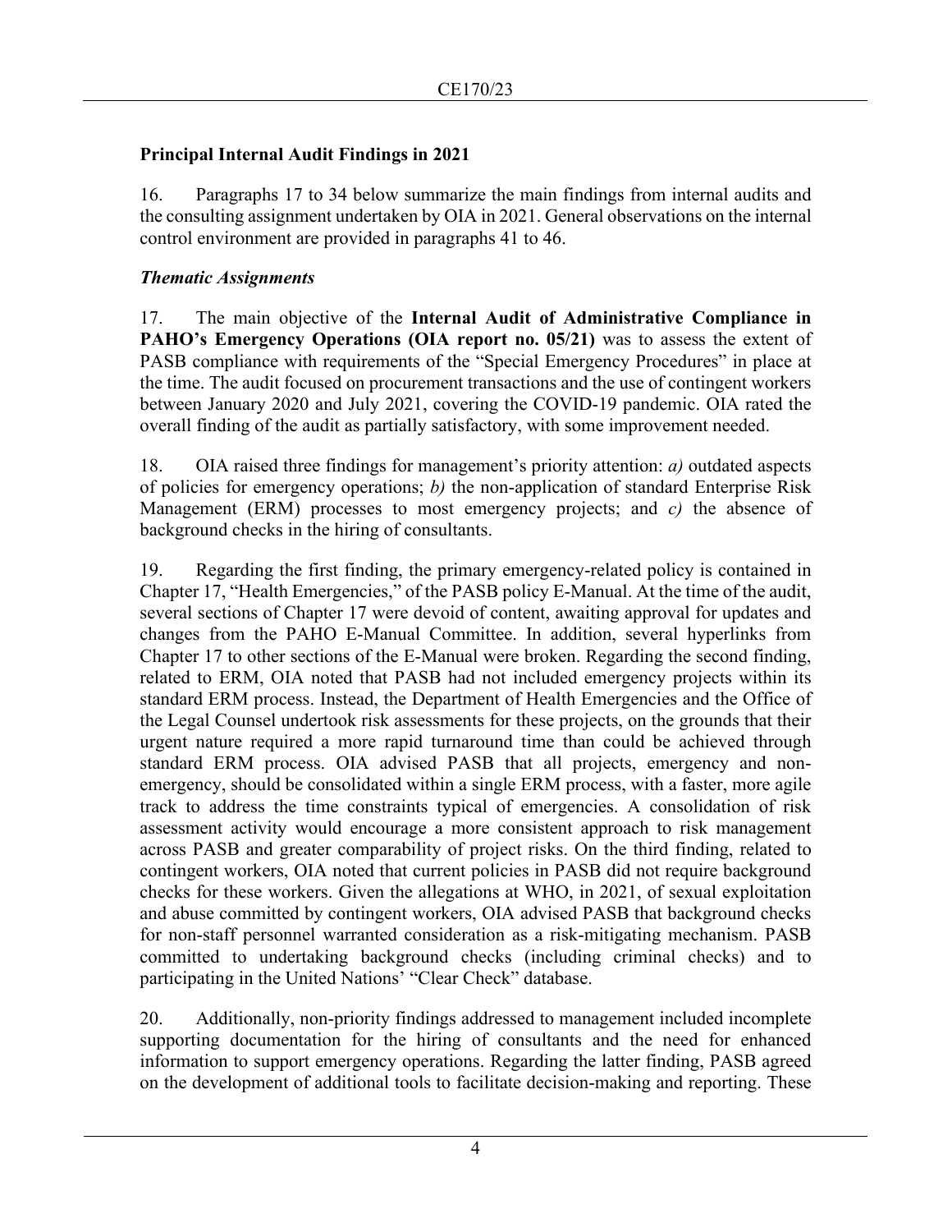## Principal Internal Audit Findings in 2021

16. Paragraphs 17 to 34 below summarize the main findings from internal audits and the consulting assignment undertaken by OIA in 2021. General observations on the internal control environment are provided in paragraphs 41 to 46.

### *Thematic Assignments*

17. The main objective of the **Internal Audit of Administrative Compliance in PAHO's Emergency Operations (OIA report no. 05/21)** was to assess the extent of PASB compliance with requirements of the "Special Emergency Procedures" in place at the time. The audit focused on procurement transactions and the use of contingent workers between January 2020 and July 2021, covering the COVID-19 pandemic. OIA rated the overall finding of the audit as partially satisfactory, with some improvement needed.

18. OIA raised three findings for management's priority attention: *a)* outdated aspects of policies for emergency operations; *b)* the non-application of standard Enterprise Risk Management (ERM) processes to most emergency projects; and *c)* the absence of background checks in the hiring of consultants.

19. Regarding the first finding, the primary emergency-related policy is contained in Chapter 17, "Health Emergencies," of the PASB policy E-Manual. At the time of the audit, several sections of Chapter 17 were devoid of content, awaiting approval for updates and changes from the PAHO E-Manual Committee. In addition, several hyperlinks from Chapter 17 to other sections of the E-Manual were broken. Regarding the second finding, related to ERM, OIA noted that PASB had not included emergency projects within its standard ERM process. Instead, the Department of Health Emergencies and the Office of the Legal Counsel undertook risk assessments for these projects, on the grounds that their urgent nature required a more rapid turnaround time than could be achieved through standard ERM process. OIA advised PASB that all projects, emergency and non-emergency, should be consolidated within a single ERM process, with a faster, more agile track to address the time constraints typical of emergencies. A consolidation of risk assessment activity would encourage a more consistent approach to risk management across PASB and greater comparability of project risks. On the third finding, related to contingent workers, OIA noted that current policies in PASB did not require background checks for these workers. Given the allegations at WHO, in 2021, of sexual exploitation and abuse committed by contingent workers, OIA advised PASB that background checks for non-staff personnel warranted consideration as a risk-mitigating mechanism. PASB committed to undertaking background checks (including criminal checks) and to participating in the United Nations' "Clear Check" database.

20. Additionally, non-priority findings addressed to management included incomplete supporting documentation for the hiring of consultants and the need for enhanced information to support emergency operations. Regarding the latter finding, PASB agreed on the development of additional tools to facilitate decision-making and reporting. These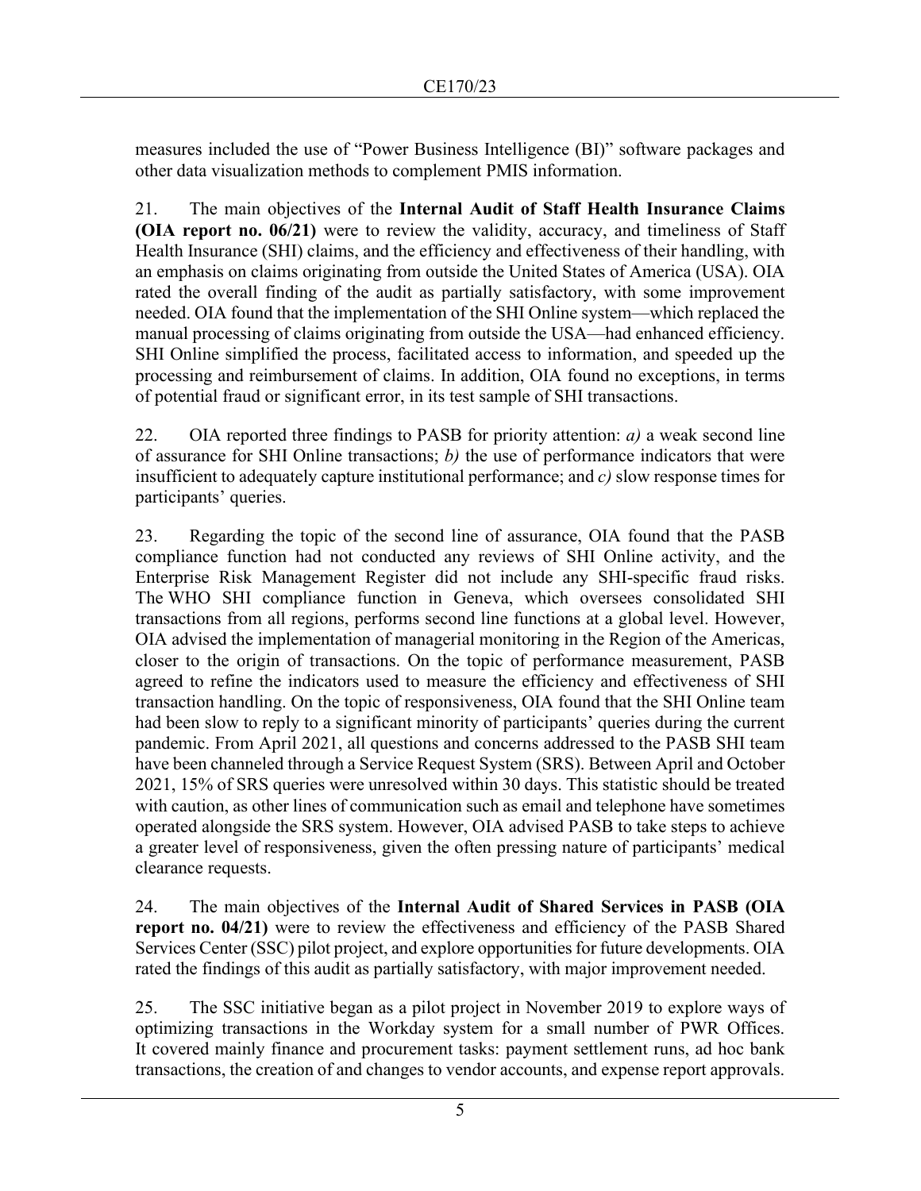measures included the use of "Power Business Intelligence (BI)" software packages and other data visualization methods to complement PMIS information.

21. The main objectives of the **Internal Audit of Staff Health Insurance Claims (OIA report no. 06/21)** were to review the validity, accuracy, and timeliness of Staff Health Insurance (SHI) claims, and the efficiency and effectiveness of their handling, with an emphasis on claims originating from outside the United States of America (USA). OIA rated the overall finding of the audit as partially satisfactory, with some improvement needed. OIA found that the implementation of the SHI Online system—which replaced the manual processing of claims originating from outside the USA—had enhanced efficiency. SHI Online simplified the process, facilitated access to information, and speeded up the processing and reimbursement of claims. In addition, OIA found no exceptions, in terms of potential fraud or significant error, in its test sample of SHI transactions.

22. OIA reported three findings to PASB for priority attention: *a)* a weak second line of assurance for SHI Online transactions; *b)* the use of performance indicators that were insufficient to adequately capture institutional performance; and *c)* slow response times for participants' queries.

23. Regarding the topic of the second line of assurance, OIA found that the PASB compliance function had not conducted any reviews of SHI Online activity, and the Enterprise Risk Management Register did not include any SHI-specific fraud risks. The WHO SHI compliance function in Geneva, which oversees consolidated SHI transactions from all regions, performs second line functions at a global level. However, OIA advised the implementation of managerial monitoring in the Region of the Americas, closer to the origin of transactions. On the topic of performance measurement, PASB agreed to refine the indicators used to measure the efficiency and effectiveness of SHI transaction handling. On the topic of responsiveness, OIA found that the SHI Online team had been slow to reply to a significant minority of participants' queries during the current pandemic. From April 2021, all questions and concerns addressed to the PASB SHI team have been channeled through a Service Request System (SRS). Between April and October 2021, 15% of SRS queries were unresolved within 30 days. This statistic should be treated with caution, as other lines of communication such as email and telephone have sometimes operated alongside the SRS system. However, OIA advised PASB to take steps to achieve a greater level of responsiveness, given the often pressing nature of participants' medical clearance requests.

24. The main objectives of the **Internal Audit of Shared Services in PASB (OIA report no. 04/21)** were to review the effectiveness and efficiency of the PASB Shared Services Center (SSC) pilot project, and explore opportunities for future developments. OIA rated the findings of this audit as partially satisfactory, with major improvement needed.

25. The SSC initiative began as a pilot project in November 2019 to explore ways of optimizing transactions in the Workday system for a small number of PWR Offices. It covered mainly finance and procurement tasks: payment settlement runs, ad hoc bank transactions, the creation of and changes to vendor accounts, and expense report approvals.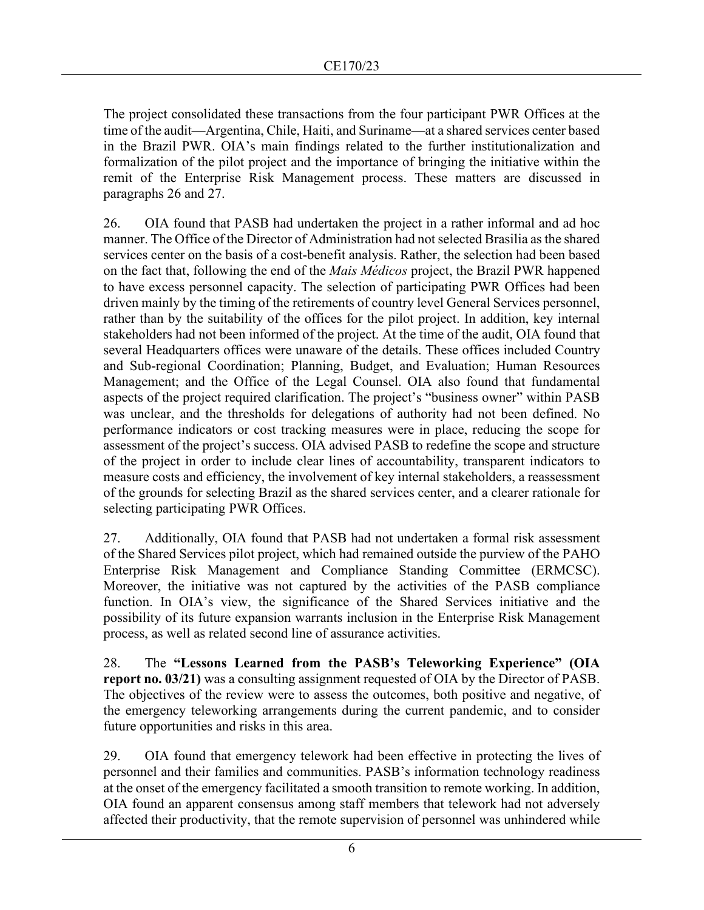The project consolidated these transactions from the four participant PWR Offices at the time of the audit—Argentina, Chile, Haiti, and Suriname—at a shared services center based in the Brazil PWR. OIA's main findings related to the further institutionalization and formalization of the pilot project and the importance of bringing the initiative within the remit of the Enterprise Risk Management process. These matters are discussed in paragraphs 26 and 27.

26. OIA found that PASB had undertaken the project in a rather informal and ad hoc manner. The Office of the Director of Administration had not selected Brasilia as the shared services center on the basis of a cost-benefit analysis. Rather, the selection had been based on the fact that, following the end of the *Mais Médicos* project, the Brazil PWR happened to have excess personnel capacity. The selection of participating PWR Offices had been driven mainly by the timing of the retirements of country level General Services personnel, rather than by the suitability of the offices for the pilot project. In addition, key internal stakeholders had not been informed of the project. At the time of the audit, OIA found that several Headquarters offices were unaware of the details. These offices included Country and Sub-regional Coordination; Planning, Budget, and Evaluation; Human Resources Management; and the Office of the Legal Counsel. OIA also found that fundamental aspects of the project required clarification. The project's "business owner" within PASB was unclear, and the thresholds for delegations of authority had not been defined. No performance indicators or cost tracking measures were in place, reducing the scope for assessment of the project's success. OIA advised PASB to redefine the scope and structure of the project in order to include clear lines of accountability, transparent indicators to measure costs and efficiency, the involvement of key internal stakeholders, a reassessment of the grounds for selecting Brazil as the shared services center, and a clearer rationale for selecting participating PWR Offices.

27. Additionally, OIA found that PASB had not undertaken a formal risk assessment of the Shared Services pilot project, which had remained outside the purview of the PAHO Enterprise Risk Management and Compliance Standing Committee (ERMCSC). Moreover, the initiative was not captured by the activities of the PASB compliance function. In OIA's view, the significance of the Shared Services initiative and the possibility of its future expansion warrants inclusion in the Enterprise Risk Management process, as well as related second line of assurance activities.

28. The **"Lessons Learned from the PASB's Teleworking Experience" (OIA report no. 03/21)** was a consulting assignment requested of OIA by the Director of PASB. The objectives of the review were to assess the outcomes, both positive and negative, of the emergency teleworking arrangements during the current pandemic, and to consider future opportunities and risks in this area.

29. OIA found that emergency telework had been effective in protecting the lives of personnel and their families and communities. PASB's information technology readiness at the onset of the emergency facilitated a smooth transition to remote working. In addition, OIA found an apparent consensus among staff members that telework had not adversely affected their productivity, that the remote supervision of personnel was unhindered while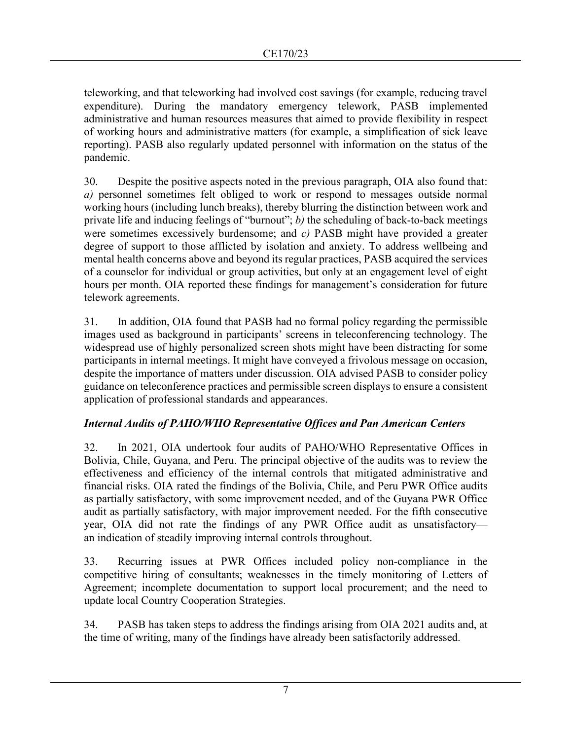teleworking, and that teleworking had involved cost savings (for example, reducing travel expenditure). During the mandatory emergency telework, PASB implemented administrative and human resources measures that aimed to provide flexibility in respect of working hours and administrative matters (for example, a simplification of sick leave reporting). PASB also regularly updated personnel with information on the status of the pandemic.

30. Despite the positive aspects noted in the previous paragraph, OIA also found that: *a)* personnel sometimes felt obliged to work or respond to messages outside normal working hours (including lunch breaks), thereby blurring the distinction between work and private life and inducing feelings of "burnout"; *b)* the scheduling of back-to-back meetings were sometimes excessively burdensome; and *c)* PASB might have provided a greater degree of support to those afflicted by isolation and anxiety. To address wellbeing and mental health concerns above and beyond its regular practices, PASB acquired the services of a counselor for individual or group activities, but only at an engagement level of eight hours per month. OIA reported these findings for management's consideration for future telework agreements.

31. In addition, OIA found that PASB had no formal policy regarding the permissible images used as background in participants' screens in teleconferencing technology. The widespread use of highly personalized screen shots might have been distracting for some participants in internal meetings. It might have conveyed a frivolous message on occasion, despite the importance of matters under discussion. OIA advised PASB to consider policy guidance on teleconference practices and permissible screen displays to ensure a consistent application of professional standards and appearances.

### *Internal Audits of PAHO/WHO Representative Offices and Pan American Centers*

32. In 2021, OIA undertook four audits of PAHO/WHO Representative Offices in Bolivia, Chile, Guyana, and Peru. The principal objective of the audits was to review the effectiveness and efficiency of the internal controls that mitigated administrative and financial risks. OIA rated the findings of the Bolivia, Chile, and Peru PWR Office audits as partially satisfactory, with some improvement needed, and of the Guyana PWR Office audit as partially satisfactory, with major improvement needed. For the fifth consecutive year, OIA did not rate the findings of any PWR Office audit as unsatisfactory—an indication of steadily improving internal controls throughout.

33. Recurring issues at PWR Offices included policy non-compliance in the competitive hiring of consultants; weaknesses in the timely monitoring of Letters of Agreement; incomplete documentation to support local procurement; and the need to update local Country Cooperation Strategies.

34. PASB has taken steps to address the findings arising from OIA 2021 audits and, at the time of writing, many of the findings have already been satisfactorily addressed.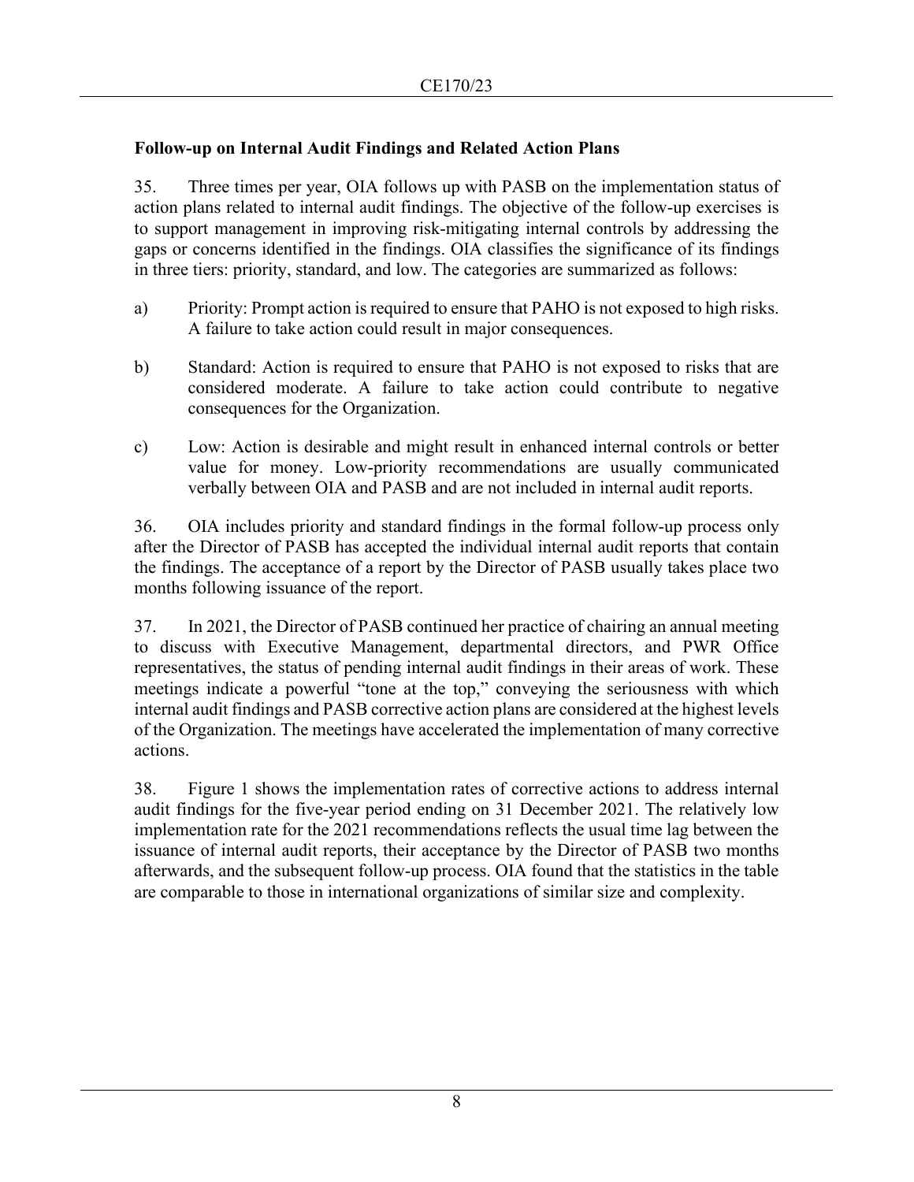### Follow-up on Internal Audit Findings and Related Action Plans

35. Three times per year, OIA follows up with PASB on the implementation status of action plans related to internal audit findings. The objective of the follow-up exercises is to support management in improving risk-mitigating internal controls by addressing the gaps or concerns identified in the findings. OIA classifies the significance of its findings in three tiers: priority, standard, and low. The categories are summarized as follows:

a) Priority: Prompt action is required to ensure that PAHO is not exposed to high risks. A failure to take action could result in major consequences.

b) Standard: Action is required to ensure that PAHO is not exposed to risks that are considered moderate. A failure to take action could contribute to negative consequences for the Organization.

c) Low: Action is desirable and might result in enhanced internal controls or better value for money. Low-priority recommendations are usually communicated verbally between OIA and PASB and are not included in internal audit reports.

36. OIA includes priority and standard findings in the formal follow-up process only after the Director of PASB has accepted the individual internal audit reports that contain the findings. The acceptance of a report by the Director of PASB usually takes place two months following issuance of the report.

37. In 2021, the Director of PASB continued her practice of chairing an annual meeting to discuss with Executive Management, departmental directors, and PWR Office representatives, the status of pending internal audit findings in their areas of work. These meetings indicate a powerful "tone at the top," conveying the seriousness with which internal audit findings and PASB corrective action plans are considered at the highest levels of the Organization. The meetings have accelerated the implementation of many corrective actions.

38. Figure 1 shows the implementation rates of corrective actions to address internal audit findings for the five-year period ending on 31 December 2021. The relatively low implementation rate for the 2021 recommendations reflects the usual time lag between the issuance of internal audit reports, their acceptance by the Director of PASB two months afterwards, and the subsequent follow-up process. OIA found that the statistics in the table are comparable to those in international organizations of similar size and complexity.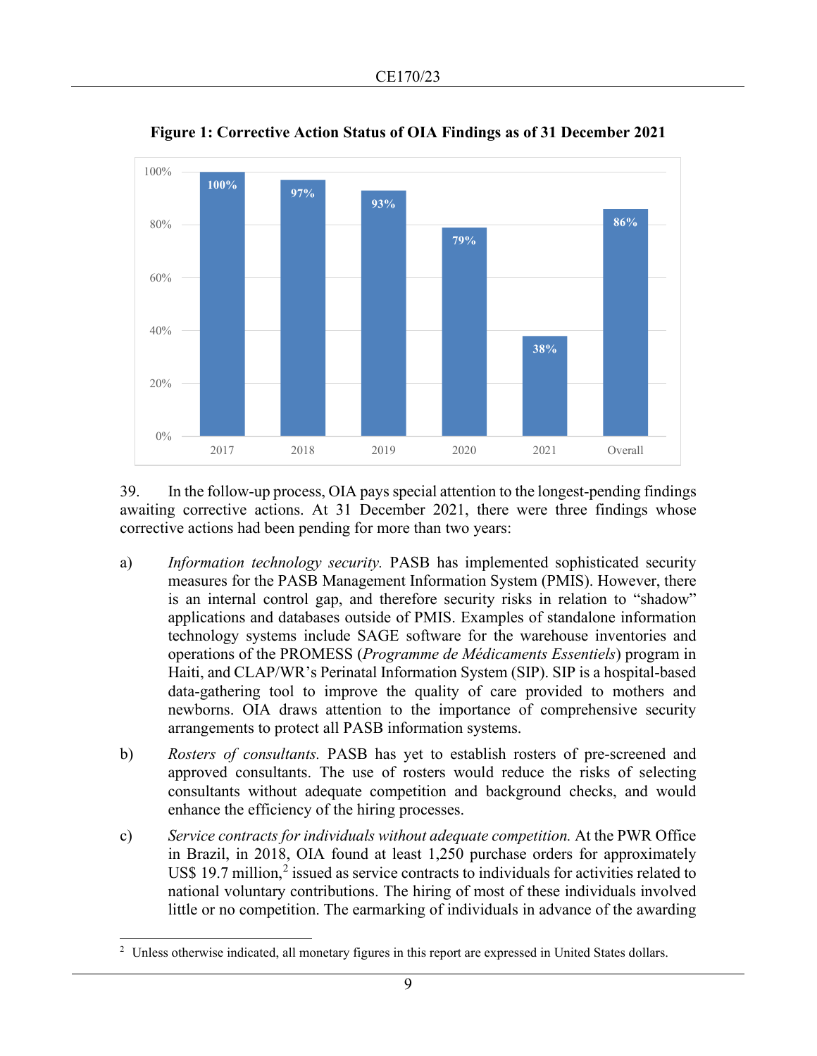**Figure 1: Corrective Action Status of OIA Findings as of 31 December 2021**

| 2017 | 2018 | 2019 | 2020 | 2021 | Overall |
|---|---|---|---|---|---|
| 100% | 97% | 93% | 79% | 38% | 86% |

39. In the follow-up process, OIA pays special attention to the longest-pending findings awaiting corrective actions. At 31 December 2021, there were three findings whose corrective actions had been pending for more than two years:

a) *Information technology security.* PASB has implemented sophisticated security measures for the PASB Management Information System (PMIS). However, there is an internal control gap, and therefore security risks in relation to "shadow" applications and databases outside of PMIS. Examples of standalone information technology systems include SAGE software for the warehouse inventories and operations of the PROMESS (*Programme de Médicaments Essentiels*) program in Haiti, and CLAP/WR's Perinatal Information System (SIP). SIP is a hospital-based data-gathering tool to improve the quality of care provided to mothers and newborns. OIA draws attention to the importance of comprehensive security arrangements to protect all PASB information systems.

b) *Rosters of consultants.* PASB has yet to establish rosters of pre-screened and approved consultants. The use of rosters would reduce the risks of selecting consultants without adequate competition and background checks, and would enhance the efficiency of the hiring processes.

c) *Service contracts for individuals without adequate competition.* At the PWR Office in Brazil, in 2018, OIA found at least 1,250 purchase orders for approximately US$ 19.7 million,[2] issued as service contracts to individuals for activities related to national voluntary contributions. The hiring of most of these individuals involved little or no competition. The earmarking of individuals in advance of the awarding

---

[2] Unless otherwise indicated, all monetary figures in this report are expressed in United States dollars.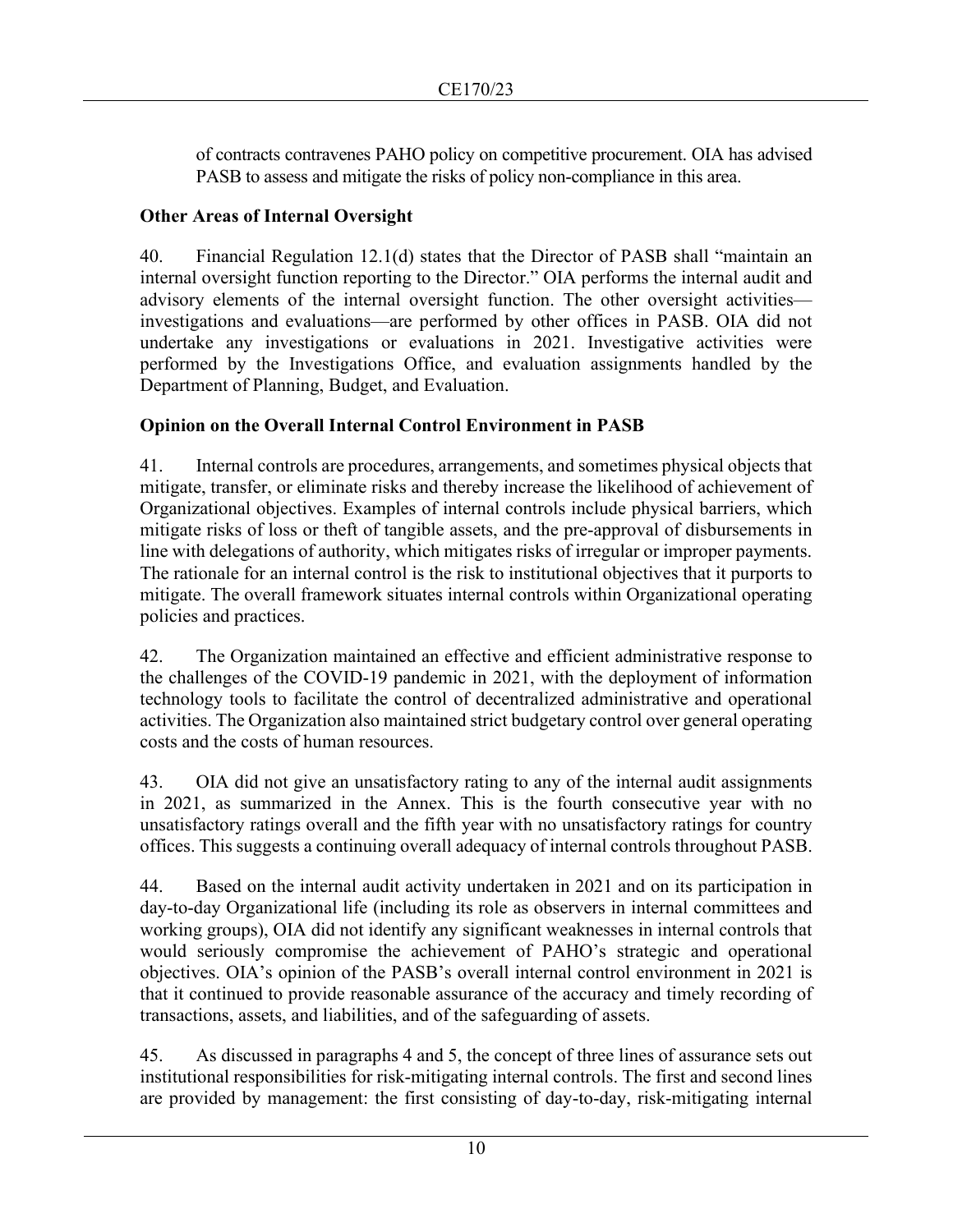of contracts contravenes PAHO policy on competitive procurement. OIA has advised PASB to assess and mitigate the risks of policy non-compliance in this area.

### Other Areas of Internal Oversight

40. Financial Regulation 12.1(d) states that the Director of PASB shall "maintain an internal oversight function reporting to the Director." OIA performs the internal audit and advisory elements of the internal oversight function. The other oversight activities—investigations and evaluations—are performed by other offices in PASB. OIA did not undertake any investigations or evaluations in 2021. Investigative activities were performed by the Investigations Office, and evaluation assignments handled by the Department of Planning, Budget, and Evaluation.

### Opinion on the Overall Internal Control Environment in PASB

41. Internal controls are procedures, arrangements, and sometimes physical objects that mitigate, transfer, or eliminate risks and thereby increase the likelihood of achievement of Organizational objectives. Examples of internal controls include physical barriers, which mitigate risks of loss or theft of tangible assets, and the pre-approval of disbursements in line with delegations of authority, which mitigates risks of irregular or improper payments. The rationale for an internal control is the risk to institutional objectives that it purports to mitigate. The overall framework situates internal controls within Organizational operating policies and practices.

42. The Organization maintained an effective and efficient administrative response to the challenges of the COVID-19 pandemic in 2021, with the deployment of information technology tools to facilitate the control of decentralized administrative and operational activities. The Organization also maintained strict budgetary control over general operating costs and the costs of human resources.

43. OIA did not give an unsatisfactory rating to any of the internal audit assignments in 2021, as summarized in the Annex. This is the fourth consecutive year with no unsatisfactory ratings overall and the fifth year with no unsatisfactory ratings for country offices. This suggests a continuing overall adequacy of internal controls throughout PASB.

44. Based on the internal audit activity undertaken in 2021 and on its participation in day-to-day Organizational life (including its role as observers in internal committees and working groups), OIA did not identify any significant weaknesses in internal controls that would seriously compromise the achievement of PAHO's strategic and operational objectives. OIA's opinion of the PASB's overall internal control environment in 2021 is that it continued to provide reasonable assurance of the accuracy and timely recording of transactions, assets, and liabilities, and of the safeguarding of assets.

45. As discussed in paragraphs 4 and 5, the concept of three lines of assurance sets out institutional responsibilities for risk-mitigating internal controls. The first and second lines are provided by management: the first consisting of day-to-day, risk-mitigating internal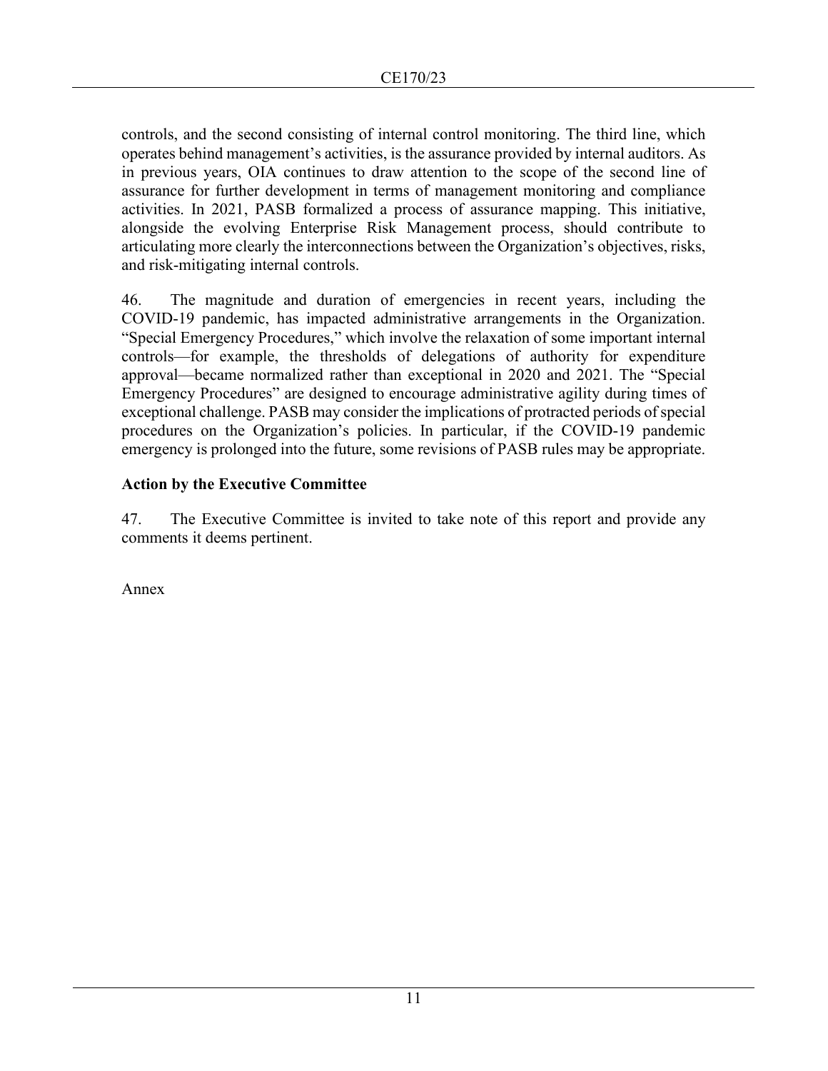controls, and the second consisting of internal control monitoring. The third line, which operates behind management's activities, is the assurance provided by internal auditors. As in previous years, OIA continues to draw attention to the scope of the second line of assurance for further development in terms of management monitoring and compliance activities. In 2021, PASB formalized a process of assurance mapping. This initiative, alongside the evolving Enterprise Risk Management process, should contribute to articulating more clearly the interconnections between the Organization's objectives, risks, and risk-mitigating internal controls.

46. The magnitude and duration of emergencies in recent years, including the COVID-19 pandemic, has impacted administrative arrangements in the Organization. "Special Emergency Procedures," which involve the relaxation of some important internal controls—for example, the thresholds of delegations of authority for expenditure approval—became normalized rather than exceptional in 2020 and 2021. The "Special Emergency Procedures" are designed to encourage administrative agility during times of exceptional challenge. PASB may consider the implications of protracted periods of special procedures on the Organization's policies. In particular, if the COVID-19 pandemic emergency is prolonged into the future, some revisions of PASB rules may be appropriate.

**Action by the Executive Committee**

47. The Executive Committee is invited to take note of this report and provide any comments it deems pertinent.

Annex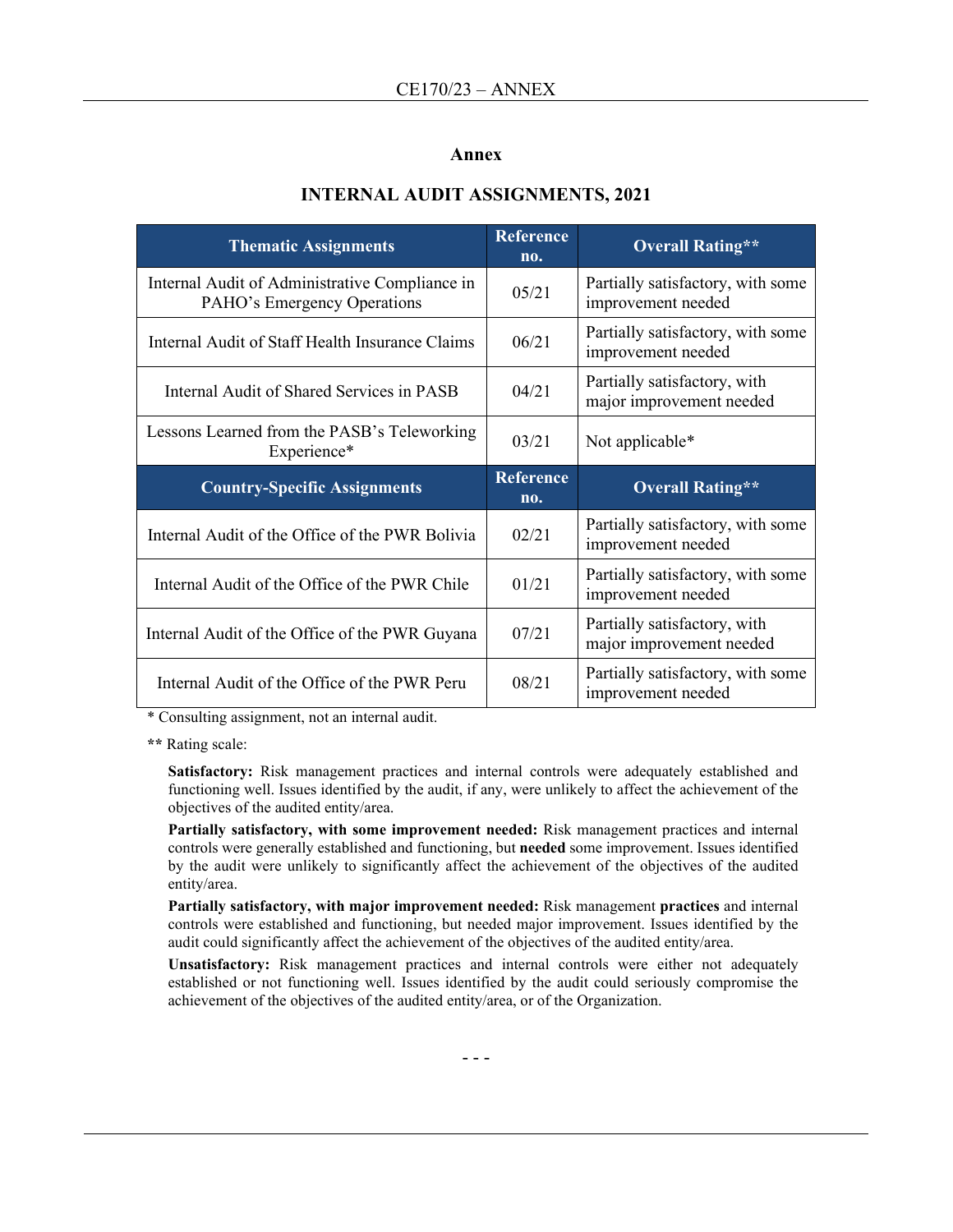## Annex

### INTERNAL AUDIT ASSIGNMENTS, 2021

| Thematic Assignments | Reference no. | Overall Rating** |
|---|---|---|
| Internal Audit of Administrative Compliance in PAHO's Emergency Operations | 05/21 | Partially satisfactory, with some improvement needed |
| Internal Audit of Staff Health Insurance Claims | 06/21 | Partially satisfactory, with some improvement needed |
| Internal Audit of Shared Services in PASB | 04/21 | Partially satisfactory, with major improvement needed |
| Lessons Learned from the PASB's Teleworking Experience* | 03/21 | Not applicable* |
| **Country-Specific Assignments** | **Reference no.** | **Overall Rating**** |
| Internal Audit of the Office of the PWR Bolivia | 02/21 | Partially satisfactory, with some improvement needed |
| Internal Audit of the Office of the PWR Chile | 01/21 | Partially satisfactory, with some improvement needed |
| Internal Audit of the Office of the PWR Guyana | 07/21 | Partially satisfactory, with major improvement needed |
| Internal Audit of the Office of the PWR Peru | 08/21 | Partially satisfactory, with some improvement needed |

\* Consulting assignment, not an internal audit.

** Rating scale:

**Satisfactory:** Risk management practices and internal controls were adequately established and functioning well. Issues identified by the audit, if any, were unlikely to affect the achievement of the objectives of the audited entity/area.

**Partially satisfactory, with some improvement needed:** Risk management practices and internal controls were generally established and functioning, but **needed** some improvement. Issues identified by the audit were unlikely to significantly affect the achievement of the objectives of the audited entity/area.

**Partially satisfactory, with major improvement needed:** Risk management **practices** and internal controls were established and functioning, but needed major improvement. Issues identified by the audit could significantly affect the achievement of the objectives of the audited entity/area.

**Unsatisfactory:** Risk management practices and internal controls were either not adequately established or not functioning well. Issues identified by the audit could seriously compromise the achievement of the objectives of the audited entity/area, or of the Organization.

- - -